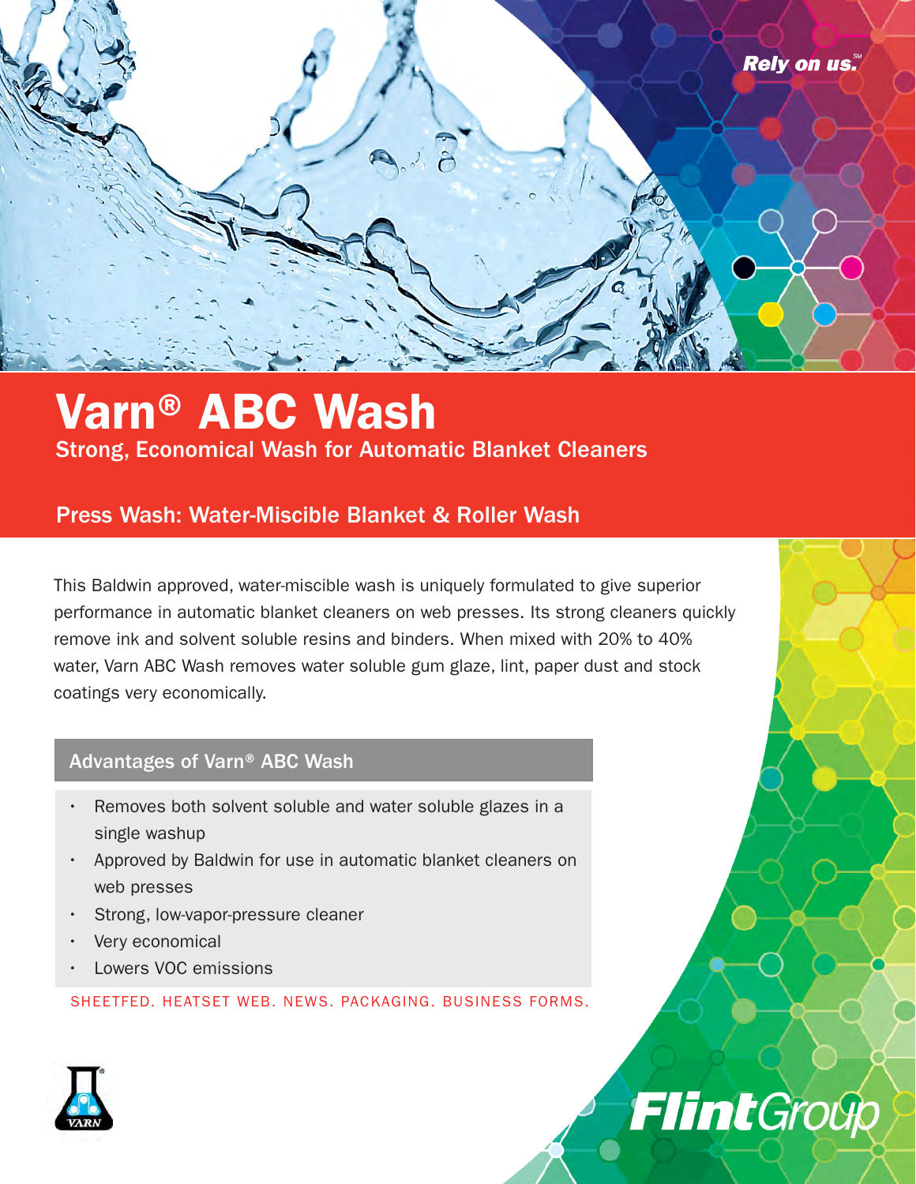Rely on us.℠

# Varn® ABC Wash

Strong, Economical Wash for Automatic Blanket Cleaners

## Press Wash: Water-Miscible Blanket & Roller Wash

This Baldwin approved, water-miscible wash is uniquely formulated to give superior performance in automatic blanket cleaners on web presses. Its strong cleaners quickly remove ink and solvent soluble resins and binders. When mixed with 20% to 40% water, Varn ABC Wash removes water soluble gum glaze, lint, paper dust and stock coatings very economically.

### Advantages of Varn® ABC Wash

- Removes both solvent soluble and water soluble glazes in a single washup
- Approved by Baldwin for use in automatic blanket cleaners on web presses
- Strong, low-vapor-pressure cleaner
- Very economical
- Lowers VOC emissions

SHEETFED. HEATSET WEB. NEWS. PACKAGING. BUSINESS FORMS.

VARN

FlintGroup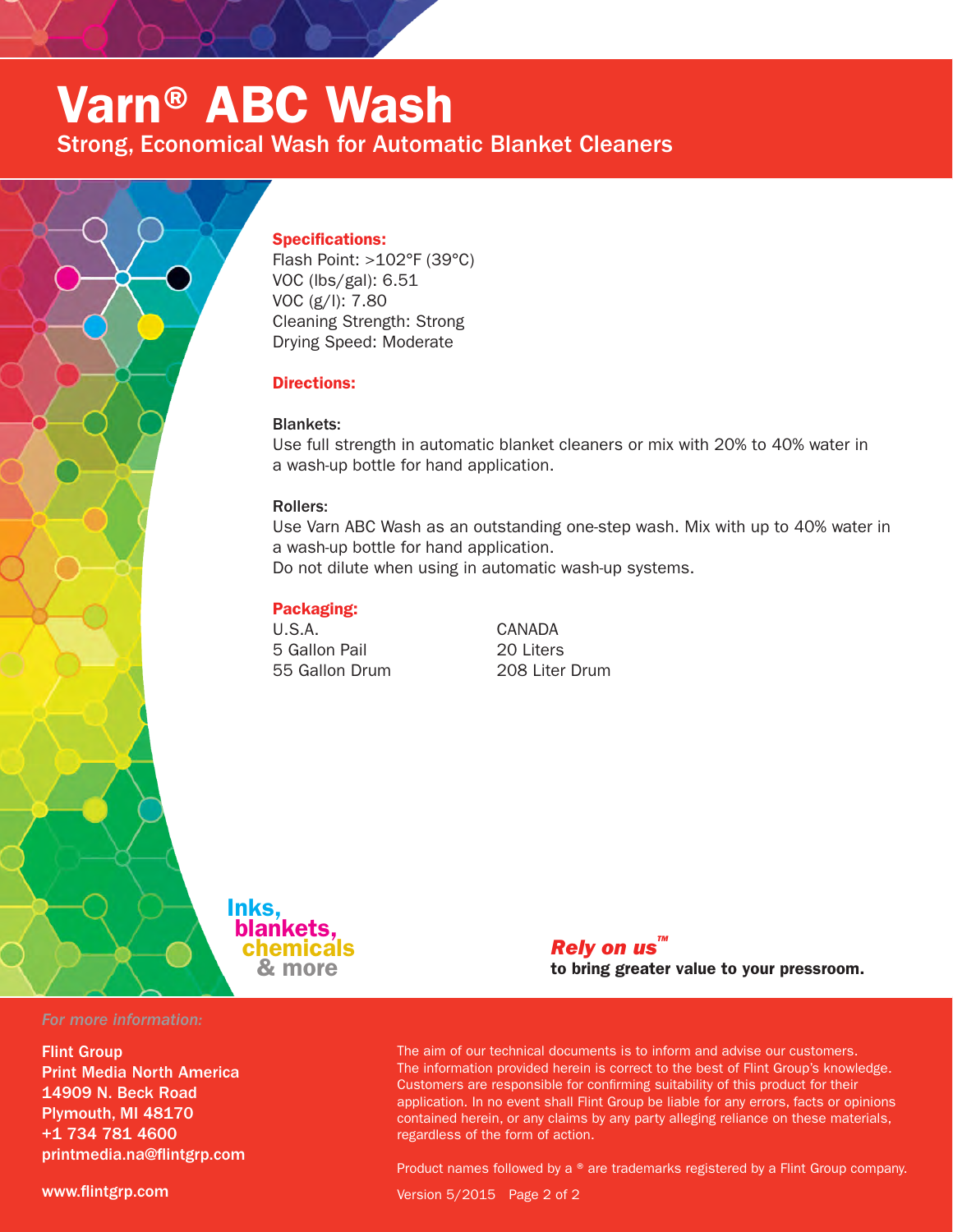# Varn® ABC Wash

## Strong, Economical Wash for Automatic Blanket Cleaners

**Specifications:**

Flash Point: >102°F (39°C)
VOC (lbs/gal): 6.51
VOC (g/l): 7.80
Cleaning Strength: Strong
Drying Speed: Moderate

**Directions:**

**Blankets:**
Use full strength in automatic blanket cleaners or mix with 20% to 40% water in a wash-up bottle for hand application.

**Rollers:**
Use Varn ABC Wash as an outstanding one-step wash. Mix with up to 40% water in a wash-up bottle for hand application.
Do not dilute when using in automatic wash-up systems.

**Packaging:**

| U.S.A. | CANADA |
|---|---|
| 5 Gallon Pail | 20 Liters |
| 55 Gallon Drum | 208 Liter Drum |

Inks, blankets, chemicals & more

***Rely on us™***
**to bring greater value to your pressroom.**

*For more information:*

**Flint Group**
**Print Media North America**
**14909 N. Beck Road**
**Plymouth, MI 48170**
**+1 734 781 4600**
**printmedia.na@flintgrp.com**

**www.flintgrp.com**

The aim of our technical documents is to inform and advise our customers. The information provided herein is correct to the best of Flint Group's knowledge. Customers are responsible for confirming suitability of this product for their application. In no event shall Flint Group be liable for any errors, facts or opinions contained herein, or any claims by any party alleging reliance on these materials, regardless of the form of action.

Product names followed by a ® are trademarks registered by a Flint Group company.

Version 5/2015